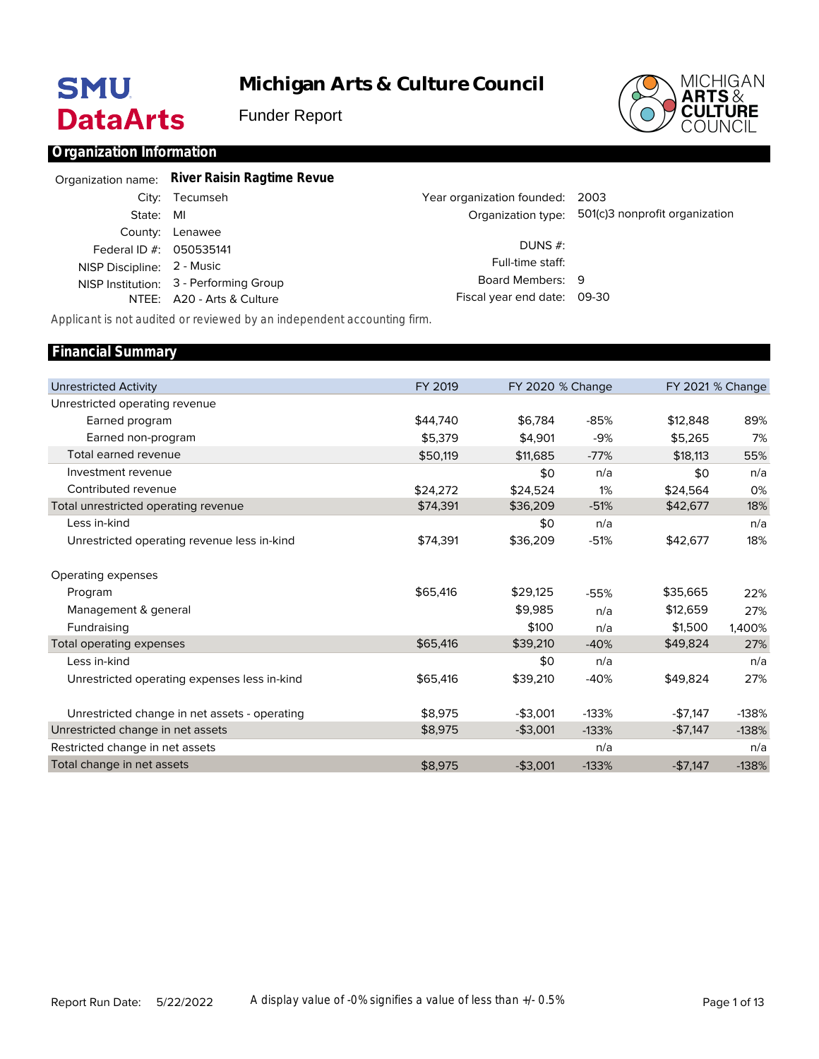# Michigan Arts & Culture Council

Funder Report

## Organization Information

| | |
|---|---|
| Organization name: | **River Raisin Ragtime Revue** |
| City: | Tecumseh |
| State: | MI |
| County: | Lenawee |
| Federal ID #: | 050535141 |
| NISP Discipline: | 2 - Music |
| NISP Institution: | 3 - Performing Group |
| NTEE: | A20 - Arts & Culture |
| Year organization founded: | 2003 |
| Organization type: | 501(c)3 nonprofit organization |
| DUNS #: | |
| Full-time staff: | |
| Board Members: | 9 |
| Fiscal year end date: | 09-30 |

*Applicant is not audited or reviewed by an independent accounting firm.*

## Financial Summary

| Unrestricted Activity | FY 2019 | FY 2020 | % Change | FY 2021 | % Change |
|---|---|---|---|---|---|
| Unrestricted operating revenue | | | | | |
| Earned program | $44,740 | $6,784 | -85% | $12,848 | 89% |
| Earned non-program | $5,379 | $4,901 | -9% | $5,265 | 7% |
| Total earned revenue | $50,119 | $11,685 | -77% | $18,113 | 55% |
| Investment revenue | | $0 | n/a | $0 | n/a |
| Contributed revenue | $24,272 | $24,524 | 1% | $24,564 | 0% |
| Total unrestricted operating revenue | $74,391 | $36,209 | -51% | $42,677 | 18% |
| Less in-kind | | $0 | n/a | | n/a |
| Unrestricted operating revenue less in-kind | $74,391 | $36,209 | -51% | $42,677 | 18% |
| Operating expenses | | | | | |
| Program | $65,416 | $29,125 | -55% | $35,665 | 22% |
| Management & general | | $9,985 | n/a | $12,659 | 27% |
| Fundraising | | $100 | n/a | $1,500 | 1,400% |
| Total operating expenses | $65,416 | $39,210 | -40% | $49,824 | 27% |
| Less in-kind | | $0 | n/a | | n/a |
| Unrestricted operating expenses less in-kind | $65,416 | $39,210 | -40% | $49,824 | 27% |
| Unrestricted change in net assets - operating | $8,975 | -$3,001 | -133% | -$7,147 | -138% |
| Unrestricted change in net assets | $8,975 | -$3,001 | -133% | -$7,147 | -138% |
| Restricted change in net assets | | | n/a | | n/a |
| Total change in net assets | $8,975 | -$3,001 | -133% | -$7,147 | -138% |

Report Run Date: 5/22/2022

A display value of -0% signifies a value of less than +/- 0.5%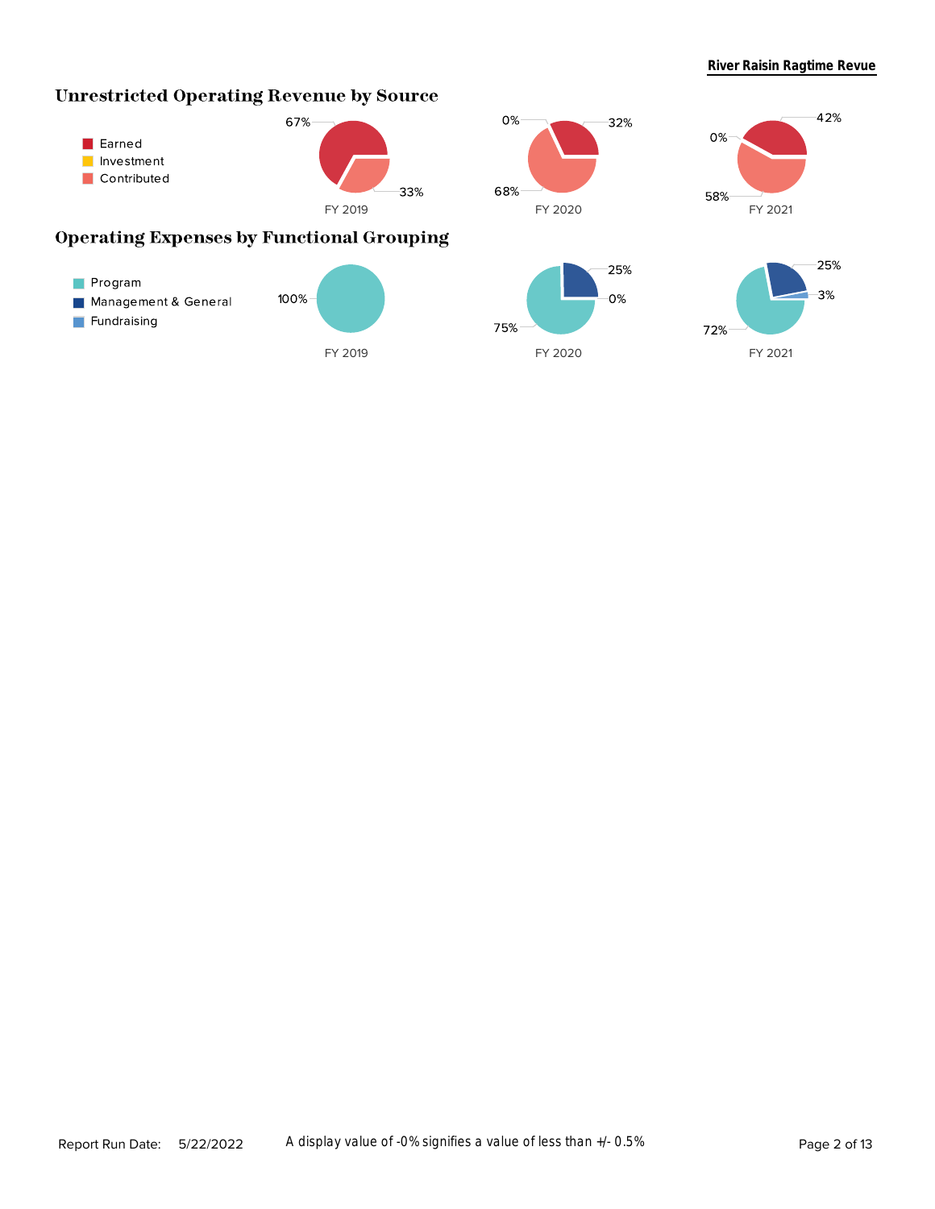## Unrestricted Operating Revenue by Source

- Earned
- Investment
- Contributed

| | FY 2019 | FY 2020 | FY 2021 |
|---|---|---|---|
| Earned | 67% | 32% | 42% |
| Investment | | 0% | 0% |
| Contributed | 33% | 68% | 58% |

## Operating Expenses by Functional Grouping

- Program
- Management & General
- Fundraising

| | FY 2019 | FY 2020 | FY 2021 |
|---|---|---|---|
| Program | 100% | 75% | 72% |
| Management & General | | 25% | 25% |
| Fundraising | | 0% | 3% |

A display value of -0% signifies a value of less than +/- 0.5%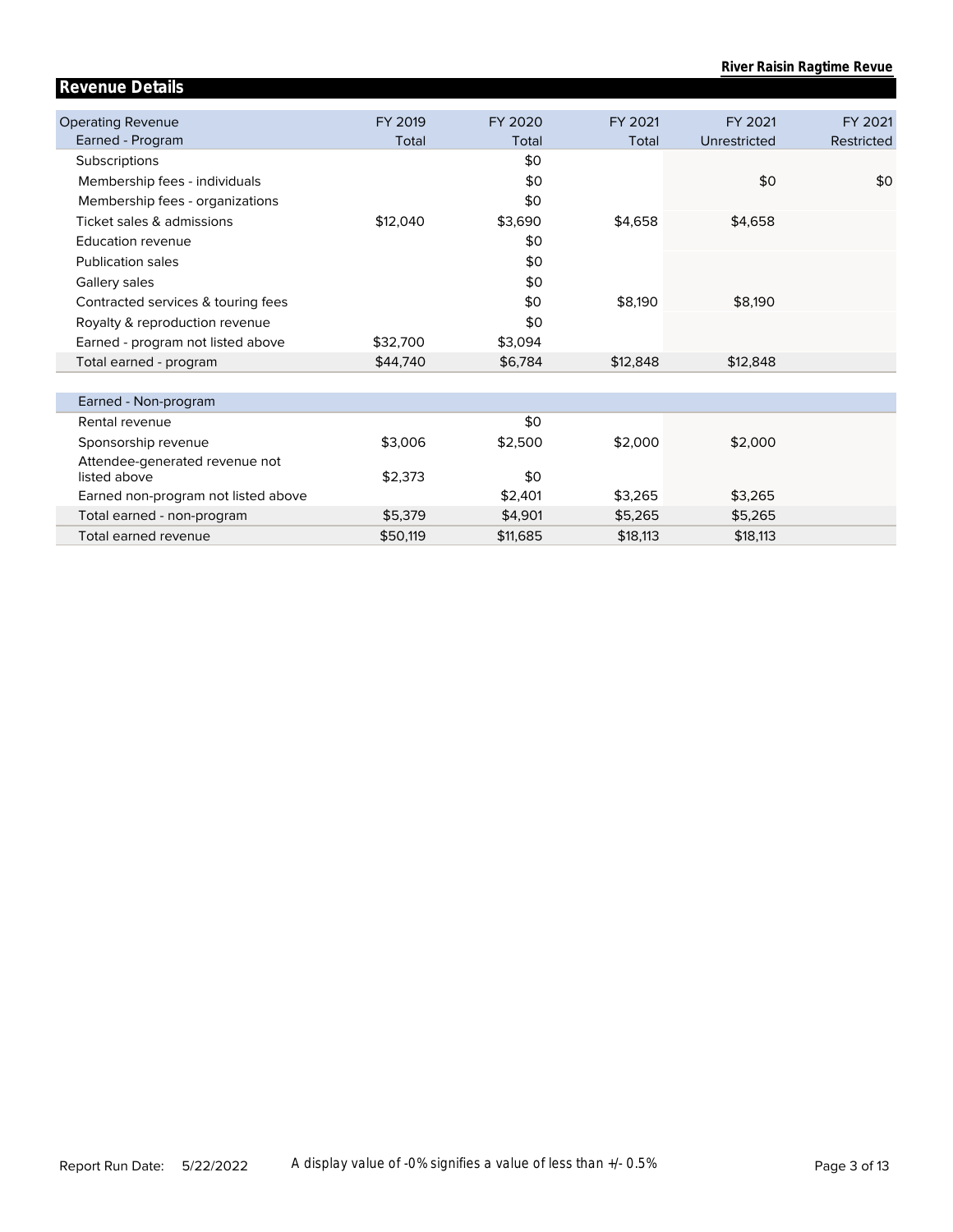## Revenue Details

| Operating Revenue | FY 2019 | FY 2020 | FY 2021 | FY 2021 | FY 2021 |
|---|---|---|---|---|---|
| Earned - Program | Total | Total | Total | Unrestricted | Restricted |
| Subscriptions | | $0 | | | |
| Membership fees - individuals | | $0 | | $0 | $0 |
| Membership fees - organizations | | $0 | | | |
| Ticket sales & admissions | $12,040 | $3,690 | $4,658 | $4,658 | |
| Education revenue | | $0 | | | |
| Publication sales | | $0 | | | |
| Gallery sales | | $0 | | | |
| Contracted services & touring fees | | $0 | $8,190 | $8,190 | |
| Royalty & reproduction revenue | | $0 | | | |
| Earned - program not listed above | $32,700 | $3,094 | | | |
| Total earned - program | $44,740 | $6,784 | $12,848 | $12,848 | |

| Earned - Non-program | | | | | |
|---|---|---|---|---|---|
| Rental revenue | | $0 | | | |
| Sponsorship revenue | $3,006 | $2,500 | $2,000 | $2,000 | |
| Attendee-generated revenue not listed above | $2,373 | $0 | | | |
| Earned non-program not listed above | | $2,401 | $3,265 | $3,265 | |
| Total earned - non-program | $5,379 | $4,901 | $5,265 | $5,265 | |
| Total earned revenue | $50,119 | $11,685 | $18,113 | $18,113 | |

A display value of -0% signifies a value of less than +/- 0.5%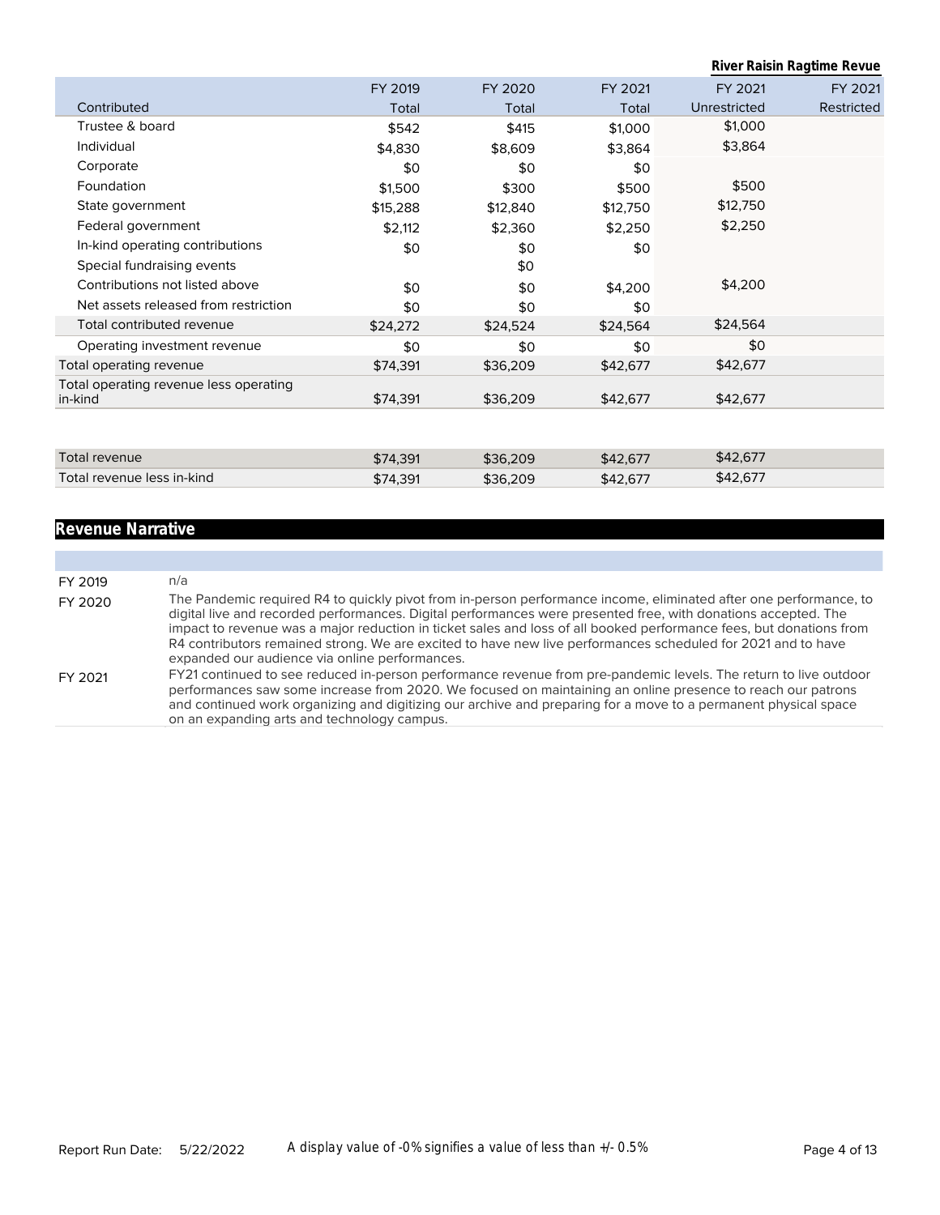| Contributed | FY 2019 Total | FY 2020 Total | FY 2021 Total | FY 2021 Unrestricted | FY 2021 Restricted |
|---|---|---|---|---|---|
| Trustee & board | $542 | $415 | $1,000 | $1,000 | |
| Individual | $4,830 | $8,609 | $3,864 | $3,864 | |
| Corporate | $0 | $0 | $0 | | |
| Foundation | $1,500 | $300 | $500 | $500 | |
| State government | $15,288 | $12,840 | $12,750 | $12,750 | |
| Federal government | $2,112 | $2,360 | $2,250 | $2,250 | |
| In-kind operating contributions | $0 | $0 | $0 | | |
| Special fundraising events | | $0 | | | |
| Contributions not listed above | $0 | $0 | $4,200 | $4,200 | |
| Net assets released from restriction | $0 | $0 | $0 | | |
| Total contributed revenue | $24,272 | $24,524 | $24,564 | $24,564 | |
| Operating investment revenue | $0 | $0 | $0 | $0 | |
| Total operating revenue | $74,391 | $36,209 | $42,677 | $42,677 | |
| Total operating revenue less operating in-kind | $74,391 | $36,209 | $42,677 | $42,677 | |
| Total revenue | $74,391 | $36,209 | $42,677 | $42,677 | |
| Total revenue less in-kind | $74,391 | $36,209 | $42,677 | $42,677 | |

## Revenue Narrative

| | |
|---|---|
| FY 2019 | n/a |
| FY 2020 | The Pandemic required R4 to quickly pivot from in-person performance income, eliminated after one performance, to digital live and recorded performances. Digital performances were presented free, with donations accepted. The impact to revenue was a major reduction in ticket sales and loss of all booked performance fees, but donations from R4 contributors remained strong. We are excited to have new live performances scheduled for 2021 and to have expanded our audience via online performances. |
| FY 2021 | FY21 continued to see reduced in-person performance revenue from pre-pandemic levels. The return to live outdoor performances saw some increase from 2020. We focused on maintaining an online presence to reach our patrons and continued work organizing and digitizing our archive and preparing for a move to a permanent physical space on an expanding arts and technology campus. |

A display value of -0% signifies a value of less than +/- 0.5%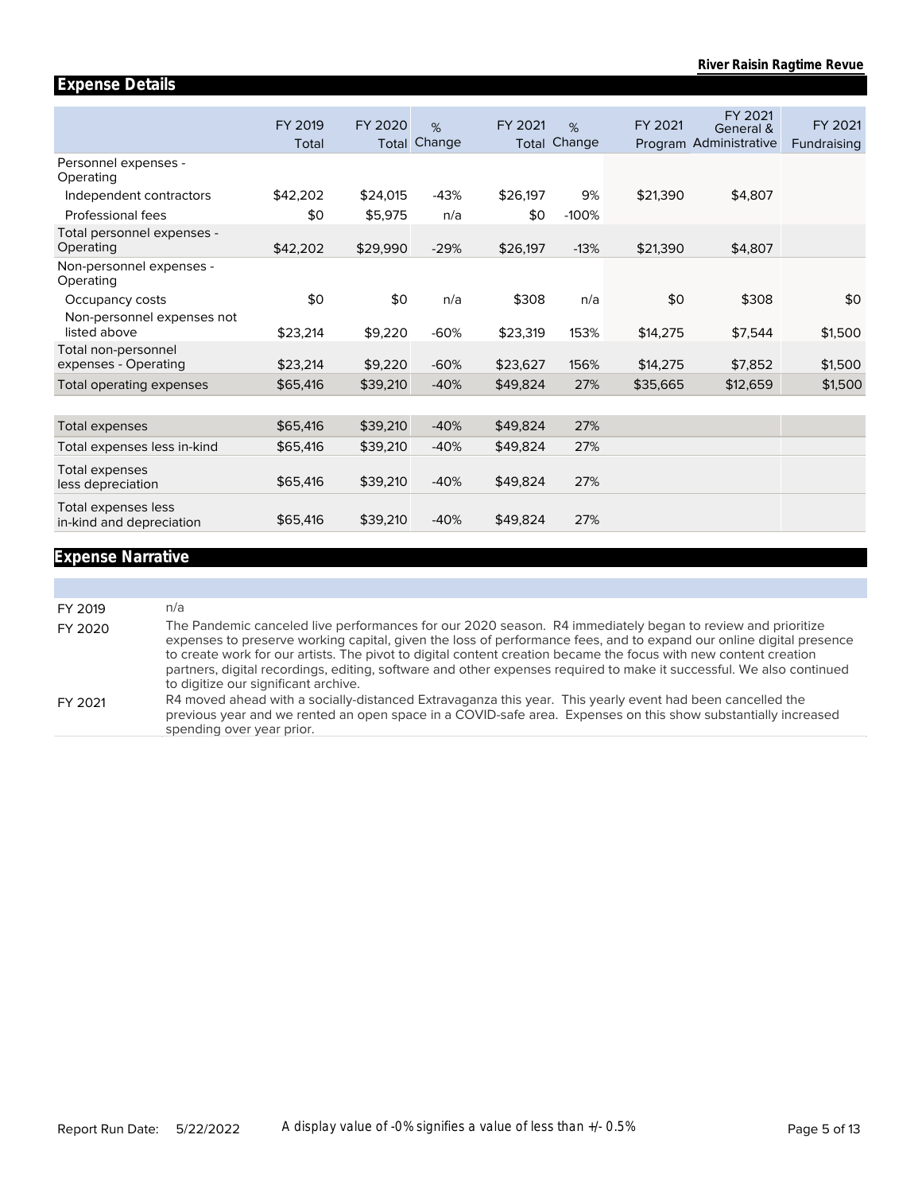## Expense Details

| | FY 2019 Total | FY 2020 Total | % Change | FY 2021 Total | % Change | FY 2021 Program | FY 2021 General & Administrative | FY 2021 Fundraising |
|---|---|---|---|---|---|---|---|---|
| Personnel expenses - Operating | | | | | | | | |
| Independent contractors | $42,202 | $24,015 | -43% | $26,197 | 9% | $21,390 | $4,807 | |
| Professional fees | $0 | $5,975 | n/a | $0 | -100% | | | |
| Total personnel expenses - Operating | $42,202 | $29,990 | -29% | $26,197 | -13% | $21,390 | $4,807 | |
| Non-personnel expenses - Operating | | | | | | | | |
| Occupancy costs | $0 | $0 | n/a | $308 | n/a | $0 | $308 | $0 |
| Non-personnel expenses not listed above | $23,214 | $9,220 | -60% | $23,319 | 153% | $14,275 | $7,544 | $1,500 |
| Total non-personnel expenses - Operating | $23,214 | $9,220 | -60% | $23,627 | 156% | $14,275 | $7,852 | $1,500 |
| Total operating expenses | $65,416 | $39,210 | -40% | $49,824 | 27% | $35,665 | $12,659 | $1,500 |
| Total expenses | $65,416 | $39,210 | -40% | $49,824 | 27% | | | |
| Total expenses less in-kind | $65,416 | $39,210 | -40% | $49,824 | 27% | | | |
| Total expenses less depreciation | $65,416 | $39,210 | -40% | $49,824 | 27% | | | |
| Total expenses less in-kind and depreciation | $65,416 | $39,210 | -40% | $49,824 | 27% | | | |

## Expense Narrative

| | |
|---|---|
| FY 2019 | n/a |
| FY 2020 | The Pandemic canceled live performances for our 2020 season. R4 immediately began to review and prioritize expenses to preserve working capital, given the loss of performance fees, and to expand our online digital presence to create work for our artists. The pivot to digital content creation became the focus with new content creation partners, digital recordings, editing, software and other expenses required to make it successful. We also continued to digitize our significant archive. |
| FY 2021 | R4 moved ahead with a socially-distanced Extravaganza this year. This yearly event had been cancelled the previous year and we rented an open space in a COVID-safe area. Expenses on this show substantially increased spending over year prior. |

A display value of -0% signifies a value of less than +/- 0.5%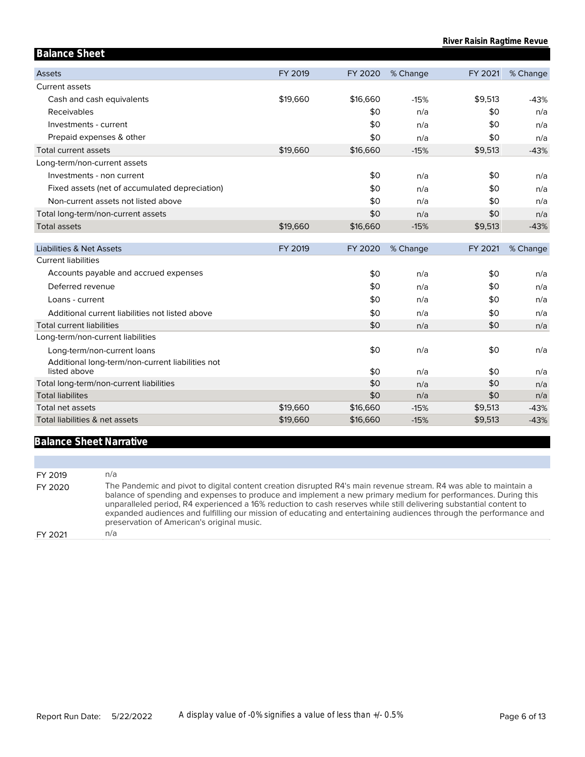## Balance Sheet

| Assets | FY 2019 | FY 2020 | % Change | FY 2021 | % Change |
|---|---|---|---|---|---|
| Current assets | | | | | |
| Cash and cash equivalents | $19,660 | $16,660 | -15% | $9,513 | -43% |
| Receivables | | $0 | n/a | $0 | n/a |
| Investments - current | | $0 | n/a | $0 | n/a |
| Prepaid expenses & other | | $0 | n/a | $0 | n/a |
| Total current assets | $19,660 | $16,660 | -15% | $9,513 | -43% |
| Long-term/non-current assets | | | | | |
| Investments - non current | | $0 | n/a | $0 | n/a |
| Fixed assets (net of accumulated depreciation) | | $0 | n/a | $0 | n/a |
| Non-current assets not listed above | | $0 | n/a | $0 | n/a |
| Total long-term/non-current assets | | $0 | n/a | $0 | n/a |
| Total assets | $19,660 | $16,660 | -15% | $9,513 | -43% |

| Liabilities & Net Assets | FY 2019 | FY 2020 | % Change | FY 2021 | % Change |
|---|---|---|---|---|---|
| Current liabilities | | | | | |
| Accounts payable and accrued expenses | | $0 | n/a | $0 | n/a |
| Deferred revenue | | $0 | n/a | $0 | n/a |
| Loans - current | | $0 | n/a | $0 | n/a |
| Additional current liabilities not listed above | | $0 | n/a | $0 | n/a |
| Total current liabilities | | $0 | n/a | $0 | n/a |
| Long-term/non-current liabilities | | | | | |
| Long-term/non-current loans | | $0 | n/a | $0 | n/a |
| Additional long-term/non-current liabilities not listed above | | $0 | n/a | $0 | n/a |
| Total long-term/non-current liabilities | | $0 | n/a | $0 | n/a |
| Total liabilites | | $0 | n/a | $0 | n/a |
| Total net assets | $19,660 | $16,660 | -15% | $9,513 | -43% |
| Total liabilities & net assets | $19,660 | $16,660 | -15% | $9,513 | -43% |

## Balance Sheet Narrative

| | |
|---|---|
| FY 2019 | n/a |
| FY 2020 | The Pandemic and pivot to digital content creation disrupted R4's main revenue stream. R4 was able to maintain a balance of spending and expenses to produce and implement a new primary medium for performances. During this unparalleled period, R4 experienced a 16% reduction to cash reserves while still delivering substantial content to expanded audiences and fulfilling our mission of educating and entertaining audiences through the performance and preservation of American's original music. |
| FY 2021 | n/a |

Report Run Date: 5/22/2022

A display value of -0% signifies a value of less than +/- 0.5%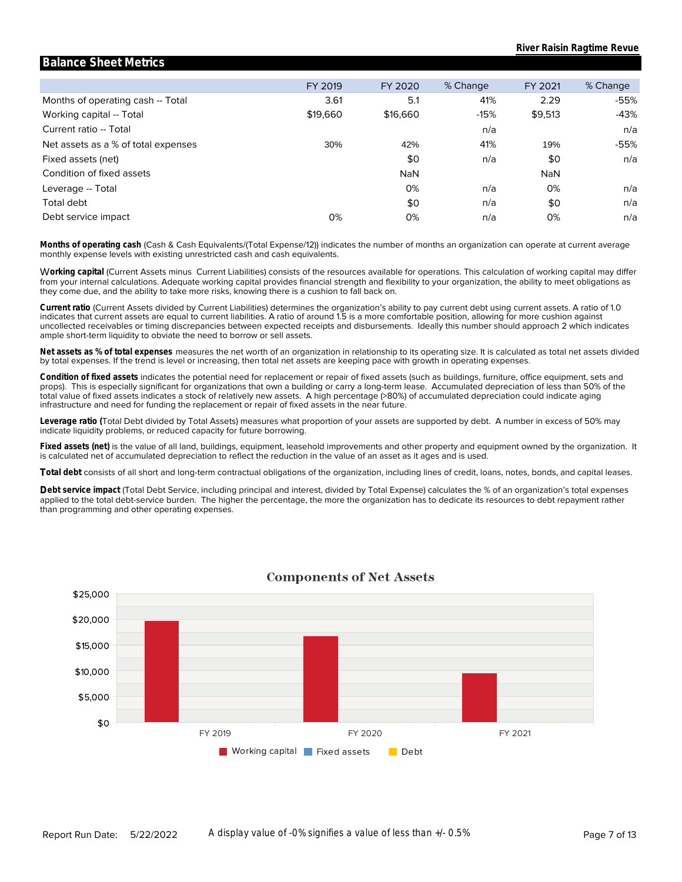## Balance Sheet Metrics

| | FY 2019 | FY 2020 | % Change | FY 2021 | % Change |
|---|---|---|---|---|---|
| Months of operating cash -- Total | 3.61 | 5.1 | 41% | 2.29 | -55% |
| Working capital -- Total | $19,660 | $16,660 | -15% | $9,513 | -43% |
| Current ratio -- Total | | | n/a | | n/a |
| Net assets as a % of total expenses | 30% | 42% | 41% | 19% | -55% |
| Fixed assets (net) | | $0 | n/a | $0 | n/a |
| Condition of fixed assets | | NaN | | NaN | |
| Leverage -- Total | | 0% | n/a | 0% | n/a |
| Total debt | | $0 | n/a | $0 | n/a |
| Debt service impact | 0% | 0% | n/a | 0% | n/a |

**Months of operating cash** (Cash & Cash Equivalents/(Total Expense/12)) indicates the number of months an organization can operate at current average monthly expense levels with existing unrestricted cash and cash equivalents.

**Working capital** (Current Assets minus Current Liabilities) consists of the resources available for operations. This calculation of working capital may differ from your internal calculations. Adequate working capital provides financial strength and flexibility to your organization, the ability to meet obligations as they come due, and the ability to take more risks, knowing there is a cushion to fall back on.

**Current ratio** (Current Assets divided by Current Liabilities) determines the organization's ability to pay current debt using current assets. A ratio of 1.0 indicates that current assets are equal to current liabilities. A ratio of around 1.5 is a more comfortable position, allowing for more cushion against uncollected receivables or timing discrepancies between expected receipts and disbursements. Ideally this number should approach 2 which indicates ample short-term liquidity to obviate the need to borrow or sell assets.

**Net assets as % of total expenses** measures the net worth of an organization in relationship to its operating size. It is calculated as total net assets divided by total expenses. If the trend is level or increasing, then total net assets are keeping pace with growth in operating expenses.

**Condition of fixed assets** indicates the potential need for replacement or repair of fixed assets (such as buildings, furniture, office equipment, sets and props). This is especially significant for organizations that own a building or carry a long-term lease. Accumulated depreciation of less than 50% of the total value of fixed assets indicates a stock of relatively new assets. A high percentage (>80%) of accumulated depreciation could indicate aging infrastructure and need for funding the replacement or repair of fixed assets in the near future.

**Leverage ratio (**Total Debt divided by Total Assets) measures what proportion of your assets are supported by debt. A number in excess of 50% may indicate liquidity problems, or reduced capacity for future borrowing.

**Fixed assets (net)** is the value of all land, buildings, equipment, leasehold improvements and other property and equipment owned by the organization. It is calculated net of accumulated depreciation to reflect the reduction in the value of an asset as it ages and is used.

**Total debt** consists of all short and long-term contractual obligations of the organization, including lines of credit, loans, notes, bonds, and capital leases.

**Debt service impact** (Total Debt Service, including principal and interest, divided by Total Expense) calculates the % of an organization's total expenses applied to the total debt-service burden. The higher the percentage, the more the organization has to dedicate its resources to debt repayment rather than programming and other operating expenses.

### Components of Net Assets

| | Working capital | Fixed assets | Debt |
|---|---|---|---|
| FY 2019 | $19,660 | $0 | $0 |
| FY 2020 | $16,660 | $0 | $0 |
| FY 2021 | $9,513 | $0 | $0 |

Report Run Date: 5/22/2022

A display value of -0% signifies a value of less than +/- 0.5%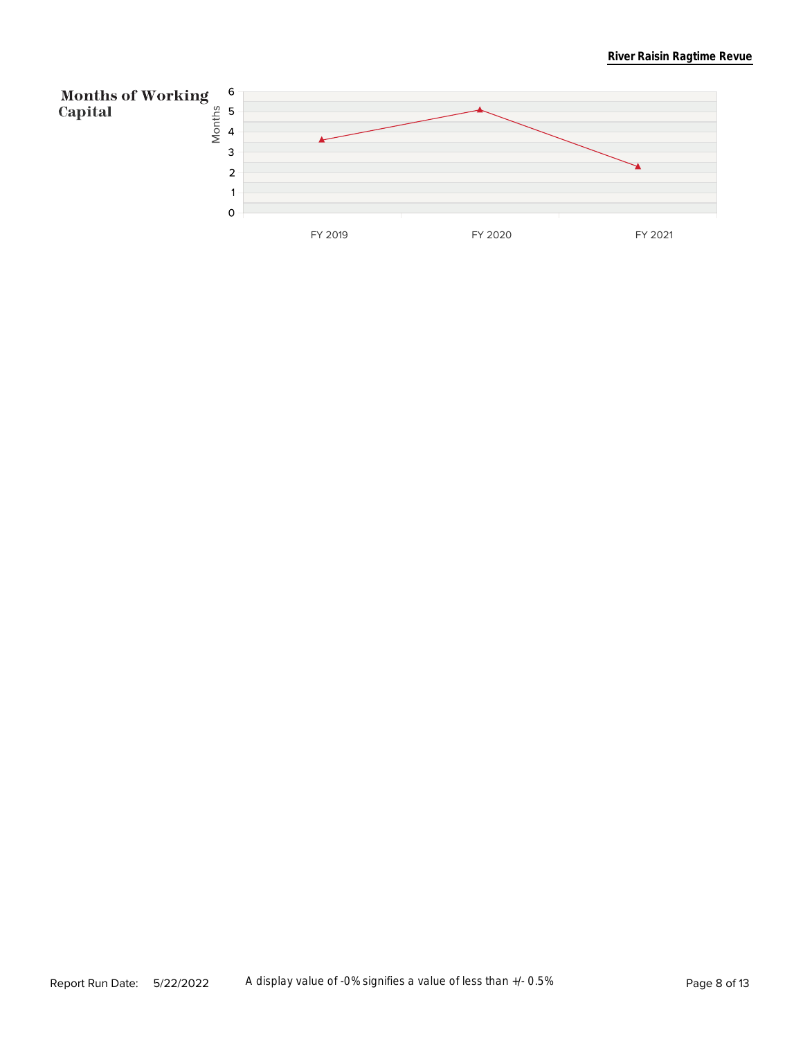## Months of Working Capital

Months

6
5
4
3
2
1
0

FY 2019 FY 2020 FY 2021

Report Run Date: 5/22/2022

A display value of -0% signifies a value of less than +/- 0.5%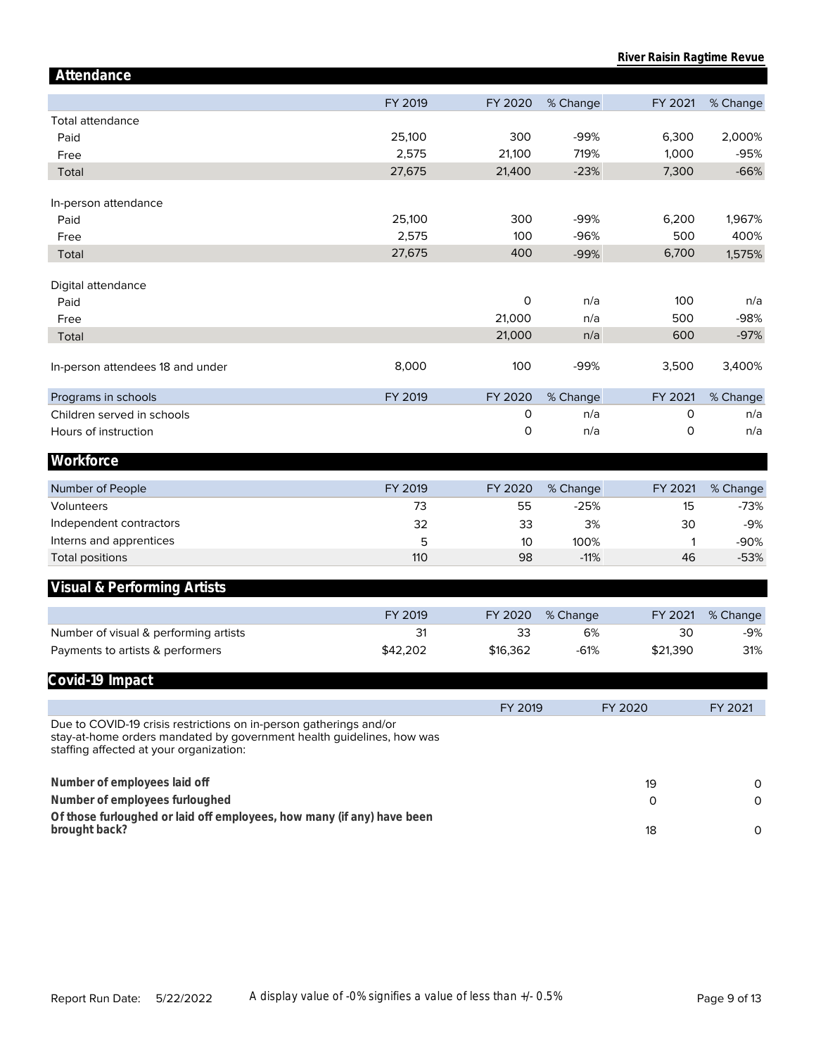## Attendance

| | FY 2019 | FY 2020 | % Change | FY 2021 | % Change |
|---|---|---|---|---|---|
| Total attendance | | | | | |
| Paid | 25,100 | 300 | -99% | 6,300 | 2,000% |
| Free | 2,575 | 21,100 | 719% | 1,000 | -95% |
| Total | 27,675 | 21,400 | -23% | 7,300 | -66% |
| | | | | | |
| In-person attendance | | | | | |
| Paid | 25,100 | 300 | -99% | 6,200 | 1,967% |
| Free | 2,575 | 100 | -96% | 500 | 400% |
| Total | 27,675 | 400 | -99% | 6,700 | 1,575% |
| | | | | | |
| Digital attendance | | | | | |
| Paid | | 0 | n/a | 100 | n/a |
| Free | | 21,000 | n/a | 500 | -98% |
| Total | | 21,000 | n/a | 600 | -97% |
| | | | | | |
| In-person attendees 18 and under | 8,000 | 100 | -99% | 3,500 | 3,400% |

| Programs in schools | FY 2019 | FY 2020 | % Change | FY 2021 | % Change |
|---|---|---|---|---|---|
| Children served in schools | | 0 | n/a | 0 | n/a |
| Hours of instruction | | 0 | n/a | 0 | n/a |

## Workforce

| Number of People | FY 2019 | FY 2020 | % Change | FY 2021 | % Change |
|---|---|---|---|---|---|
| Volunteers | 73 | 55 | -25% | 15 | -73% |
| Independent contractors | 32 | 33 | 3% | 30 | -9% |
| Interns and apprentices | 5 | 10 | 100% | 1 | -90% |
| Total positions | 110 | 98 | -11% | 46 | -53% |

## Visual & Performing Artists

| | FY 2019 | FY 2020 | % Change | FY 2021 | % Change |
|---|---|---|---|---|---|
| Number of visual & performing artists | 31 | 33 | 6% | 30 | -9% |
| Payments to artists & performers | $42,202 | $16,362 | -61% | $21,390 | 31% |

## Covid-19 Impact

| | FY 2019 | FY 2020 | FY 2021 |
|---|---|---|---|
| Due to COVID-19 crisis restrictions on in-person gatherings and/or stay-at-home orders mandated by government health guidelines, how was staffing affected at your organization: | | | |
| **Number of employees laid off** | | 19 | 0 |
| **Number of employees furloughed** | | 0 | 0 |
| **Of those furloughed or laid off employees, how many (if any) have been brought back?** | | 18 | 0 |

Report Run Date: 5/22/2022 A display value of -0% signifies a value of less than +/- 0.5%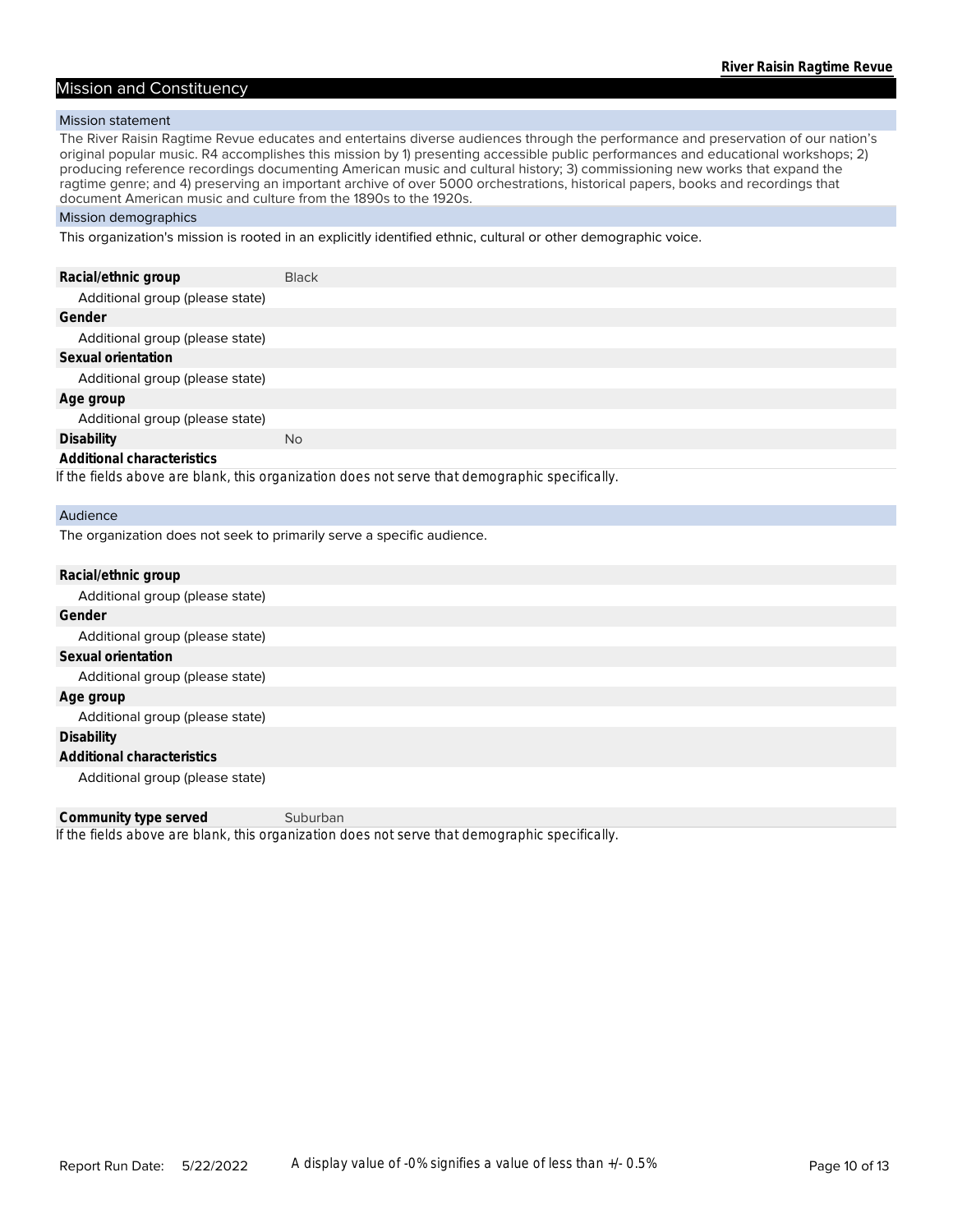## Mission and Constituency

### Mission statement

The River Raisin Ragtime Revue educates and entertains diverse audiences through the performance and preservation of our nation's original popular music. R4 accomplishes this mission by 1) presenting accessible public performances and educational workshops; 2) producing reference recordings documenting American music and cultural history; 3) commissioning new works that expand the ragtime genre; and 4) preserving an important archive of over 5000 orchestrations, historical papers, books and recordings that document American music and culture from the 1890s to the 1920s.

### Mission demographics

This organization's mission is rooted in an explicitly identified ethnic, cultural or other demographic voice.

| | |
|---|---|
| **Racial/ethnic group** | Black |
| Additional group (please state) | |
| **Gender** | |
| Additional group (please state) | |
| **Sexual orientation** | |
| Additional group (please state) | |
| **Age group** | |
| Additional group (please state) | |
| **Disability** | No |
| **Additional characteristics** | |

*If the fields above are blank, this organization does not serve that demographic specifically.*

### Audience

The organization does not seek to primarily serve a specific audience.

| | |
|---|---|
| **Racial/ethnic group** | |
| Additional group (please state) | |
| **Gender** | |
| Additional group (please state) | |
| **Sexual orientation** | |
| Additional group (please state) | |
| **Age group** | |
| Additional group (please state) | |
| **Disability** | |
| **Additional characteristics** | |
| Additional group (please state) | |
| **Community type served** | Suburban |

*If the fields above are blank, this organization does not serve that demographic specifically.*

A display value of -0% signifies a value of less than +/- 0.5%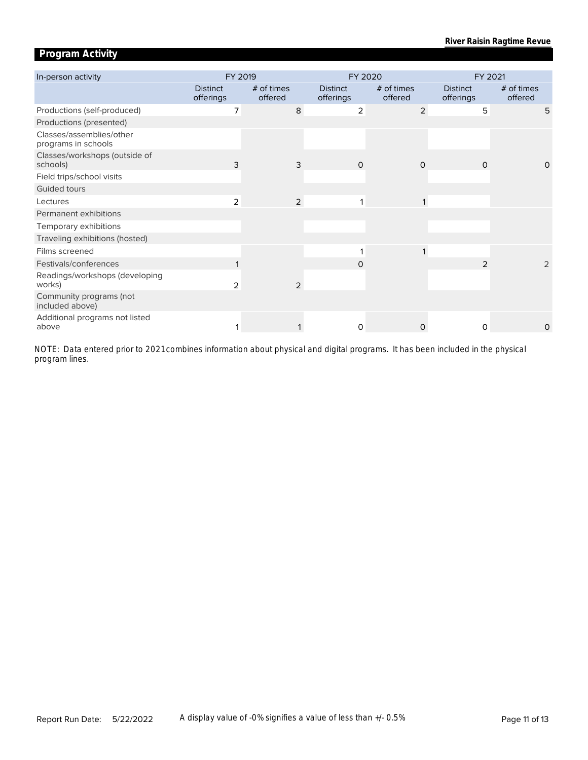## Program Activity

| In-person activity | FY 2019 | | FY 2020 | | FY 2021 | |
|---|---|---|---|---|---|---|
| | Distinct offerings | # of times offered | Distinct offerings | # of times offered | Distinct offerings | # of times offered |
| Productions (self-produced) | 7 | 8 | 2 | 2 | 5 | 5 |
| Productions (presented) | | | | | | |
| Classes/assemblies/other programs in schools | | | | | | |
| Classes/workshops (outside of schools) | 3 | 3 | 0 | 0 | 0 | 0 |
| Field trips/school visits | | | | | | |
| Guided tours | | | | | | |
| Lectures | 2 | 2 | 1 | 1 | | |
| Permanent exhibitions | | | | | | |
| Temporary exhibitions | | | | | | |
| Traveling exhibitions (hosted) | | | | | | |
| Films screened | | | 1 | 1 | | |
| Festivals/conferences | 1 | | 0 | | 2 | 2 |
| Readings/workshops (developing works) | 2 | 2 | | | | |
| Community programs (not included above) | | | | | | |
| Additional programs not listed above | 1 | 1 | 0 | 0 | 0 | 0 |

*NOTE: Data entered prior to 2021 combines information about physical and digital programs. It has been included in the physical program lines.*

Report Run Date: 5/22/2022

A display value of -0% signifies a value of less than +/- 0.5%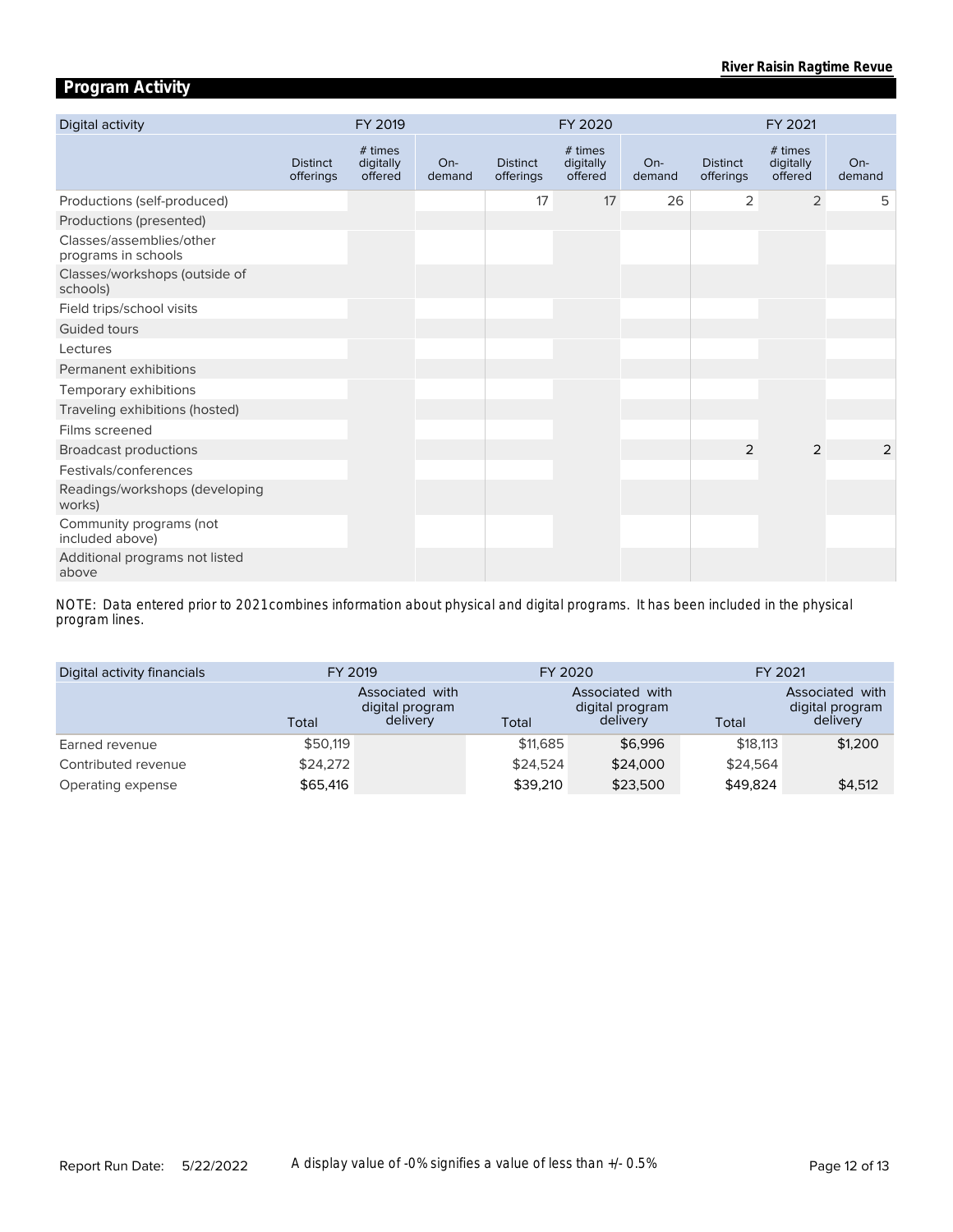## Program Activity

| Digital activity | FY 2019 | | | FY 2020 | | | FY 2021 | | |
|---|---|---|---|---|---|---|---|---|---|
| | Distinct offerings | # times digitally offered | On-demand | Distinct offerings | # times digitally offered | On-demand | Distinct offerings | # times digitally offered | On-demand |
| Productions (self-produced) | | | | 17 | 17 | 26 | 2 | 2 | 5 |
| Productions (presented) | | | | | | | | | |
| Classes/assemblies/other programs in schools | | | | | | | | | |
| Classes/workshops (outside of schools) | | | | | | | | | |
| Field trips/school visits | | | | | | | | | |
| Guided tours | | | | | | | | | |
| Lectures | | | | | | | | | |
| Permanent exhibitions | | | | | | | | | |
| Temporary exhibitions | | | | | | | | | |
| Traveling exhibitions (hosted) | | | | | | | | | |
| Films screened | | | | | | | | | |
| Broadcast productions | | | | | | | 2 | 2 | 2 |
| Festivals/conferences | | | | | | | | | |
| Readings/workshops (developing works) | | | | | | | | | |
| Community programs (not included above) | | | | | | | | | |
| Additional programs not listed above | | | | | | | | | |

NOTE: Data entered prior to 2021 combines information about physical and digital programs. It has been included in the physical program lines.

| Digital activity financials | FY 2019 | | FY 2020 | | FY 2021 | |
|---|---|---|---|---|---|---|
| | Total | Associated with digital program delivery | Total | Associated with digital program delivery | Total | Associated with digital program delivery |
| Earned revenue | $50,119 | | $11,685 | $6,996 | $18,113 | $1,200 |
| Contributed revenue | $24,272 | | $24,524 | $24,000 | $24,564 | |
| Operating expense | $65,416 | | $39,210 | $23,500 | $49,824 | $4,512 |

A display value of -0% signifies a value of less than +/- 0.5%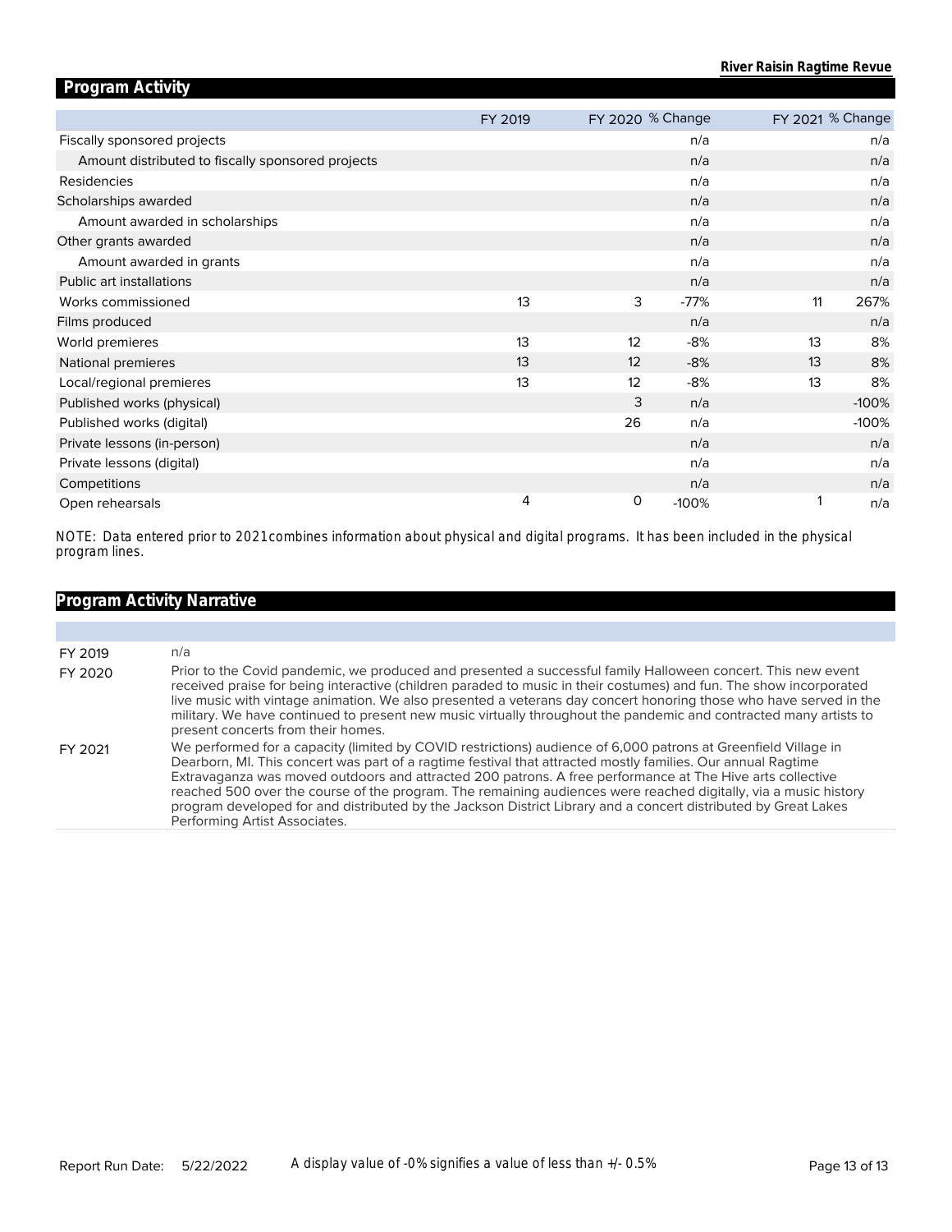## Program Activity

| | FY 2019 | FY 2020 | % Change | FY 2021 | % Change |
|---|---|---|---|---|---|
| Fiscally sponsored projects | | | n/a | | n/a |
| Amount distributed to fiscally sponsored projects | | | n/a | | n/a |
| Residencies | | | n/a | | n/a |
| Scholarships awarded | | | n/a | | n/a |
| Amount awarded in scholarships | | | n/a | | n/a |
| Other grants awarded | | | n/a | | n/a |
| Amount awarded in grants | | | n/a | | n/a |
| Public art installations | | | n/a | | n/a |
| Works commissioned | 13 | 3 | -77% | 11 | 267% |
| Films produced | | | n/a | | n/a |
| World premieres | 13 | 12 | -8% | 13 | 8% |
| National premieres | 13 | 12 | -8% | 13 | 8% |
| Local/regional premieres | 13 | 12 | -8% | 13 | 8% |
| Published works (physical) | | 3 | n/a | | -100% |
| Published works (digital) | | 26 | n/a | | -100% |
| Private lessons (in-person) | | | n/a | | n/a |
| Private lessons (digital) | | | n/a | | n/a |
| Competitions | | | n/a | | n/a |
| Open rehearsals | 4 | 0 | -100% | 1 | n/a |

NOTE: Data entered prior to 2021 combines information about physical and digital programs. It has been included in the physical program lines.

## Program Activity Narrative

| | |
|---|---|
| FY 2019 | n/a |
| FY 2020 | Prior to the Covid pandemic, we produced and presented a successful family Halloween concert. This new event received praise for being interactive (children paraded to music in their costumes) and fun. The show incorporated live music with vintage animation. We also presented a veterans day concert honoring those who have served in the military. We have continued to present new music virtually throughout the pandemic and contracted many artists to present concerts from their homes. |
| FY 2021 | We performed for a capacity (limited by COVID restrictions) audience of 6,000 patrons at Greenfield Village in Dearborn, MI. This concert was part of a ragtime festival that attracted mostly families. Our annual Ragtime Extravaganza was moved outdoors and attracted 200 patrons. A free performance at The Hive arts collective reached 500 over the course of the program. The remaining audiences were reached digitally, via a music history program developed for and distributed by the Jackson District Library and a concert distributed by Great Lakes Performing Artist Associates. |

Report Run Date: 5/22/2022

A display value of -0% signifies a value of less than +/- 0.5%